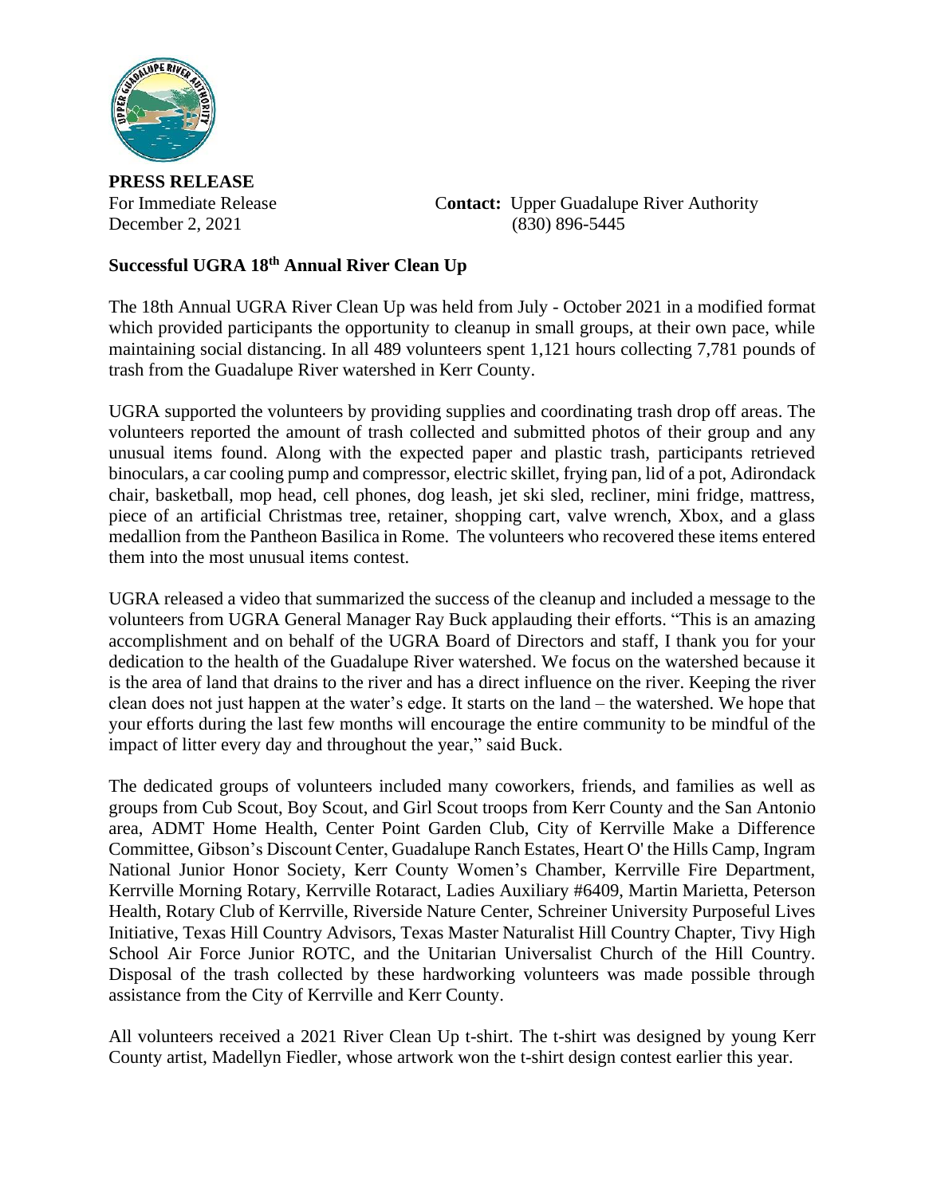**PRESS RELEASE**

For Immediate Release	**Contact:** Upper Guadalupe River Authority
December 2, 2021	(830) 896-5445

**Successful UGRA 18th Annual River Clean Up**

The 18th Annual UGRA River Clean Up was held from July - October 2021 in a modified format which provided participants the opportunity to cleanup in small groups, at their own pace, while maintaining social distancing. In all 489 volunteers spent 1,121 hours collecting 7,781 pounds of trash from the Guadalupe River watershed in Kerr County.

UGRA supported the volunteers by providing supplies and coordinating trash drop off areas. The volunteers reported the amount of trash collected and submitted photos of their group and any unusual items found. Along with the expected paper and plastic trash, participants retrieved binoculars, a car cooling pump and compressor, electric skillet, frying pan, lid of a pot, Adirondack chair, basketball, mop head, cell phones, dog leash, jet ski sled, recliner, mini fridge, mattress, piece of an artificial Christmas tree, retainer, shopping cart, valve wrench, Xbox, and a glass medallion from the Pantheon Basilica in Rome. The volunteers who recovered these items entered them into the most unusual items contest.

UGRA released a video that summarized the success of the cleanup and included a message to the volunteers from UGRA General Manager Ray Buck applauding their efforts. "This is an amazing accomplishment and on behalf of the UGRA Board of Directors and staff, I thank you for your dedication to the health of the Guadalupe River watershed. We focus on the watershed because it is the area of land that drains to the river and has a direct influence on the river. Keeping the river clean does not just happen at the water's edge. It starts on the land – the watershed. We hope that your efforts during the last few months will encourage the entire community to be mindful of the impact of litter every day and throughout the year," said Buck.

The dedicated groups of volunteers included many coworkers, friends, and families as well as groups from Cub Scout, Boy Scout, and Girl Scout troops from Kerr County and the San Antonio area, ADMT Home Health, Center Point Garden Club, City of Kerrville Make a Difference Committee, Gibson's Discount Center, Guadalupe Ranch Estates, Heart O' the Hills Camp, Ingram National Junior Honor Society, Kerr County Women's Chamber, Kerrville Fire Department, Kerrville Morning Rotary, Kerrville Rotaract, Ladies Auxiliary #6409, Martin Marietta, Peterson Health, Rotary Club of Kerrville, Riverside Nature Center, Schreiner University Purposeful Lives Initiative, Texas Hill Country Advisors, Texas Master Naturalist Hill Country Chapter, Tivy High School Air Force Junior ROTC, and the Unitarian Universalist Church of the Hill Country. Disposal of the trash collected by these hardworking volunteers was made possible through assistance from the City of Kerrville and Kerr County.

All volunteers received a 2021 River Clean Up t-shirt. The t-shirt was designed by young Kerr County artist, Madellyn Fiedler, whose artwork won the t-shirt design contest earlier this year.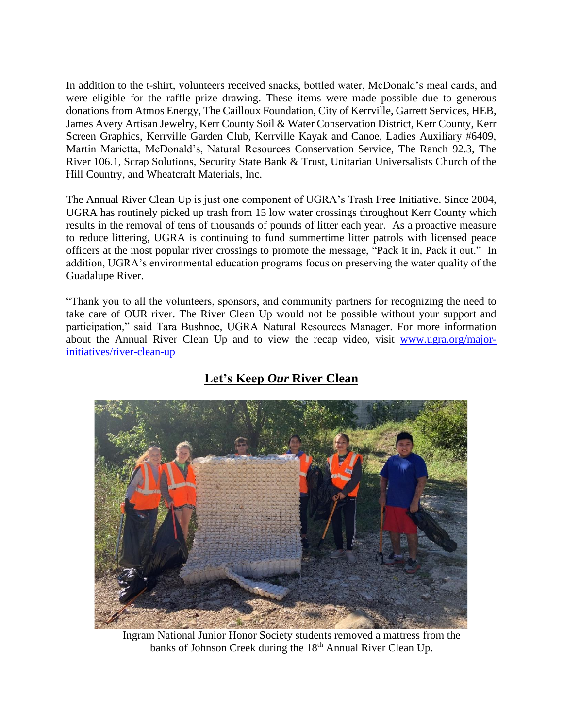In addition to the t-shirt, volunteers received snacks, bottled water, McDonald's meal cards, and were eligible for the raffle prize drawing. These items were made possible due to generous donations from Atmos Energy, The Cailloux Foundation, City of Kerrville, Garrett Services, HEB, James Avery Artisan Jewelry, Kerr County Soil & Water Conservation District, Kerr County, Kerr Screen Graphics, Kerrville Garden Club, Kerrville Kayak and Canoe, Ladies Auxiliary #6409, Martin Marietta, McDonald's, Natural Resources Conservation Service, The Ranch 92.3, The River 106.1, Scrap Solutions, Security State Bank & Trust, Unitarian Universalists Church of the Hill Country, and Wheatcraft Materials, Inc.

The Annual River Clean Up is just one component of UGRA's Trash Free Initiative. Since 2004, UGRA has routinely picked up trash from 15 low water crossings throughout Kerr County which results in the removal of tens of thousands of pounds of litter each year. As a proactive measure to reduce littering, UGRA is continuing to fund summertime litter patrols with licensed peace officers at the most popular river crossings to promote the message, "Pack it in, Pack it out." In addition, UGRA's environmental education programs focus on preserving the water quality of the Guadalupe River.

"Thank you to all the volunteers, sponsors, and community partners for recognizing the need to take care of OUR river. The River Clean Up would not be possible without your support and participation," said Tara Bushnoe, UGRA Natural Resources Manager. For more information about the Annual River Clean Up and to view the recap video, visit [www.ugra.org/major-initiatives/river-clean-up](www.ugra.org/major-initiatives/river-clean-up)

## **Let's Keep *Our* River Clean**

Ingram National Junior Honor Society students removed a mattress from the banks of Johnson Creek during the 18th Annual River Clean Up.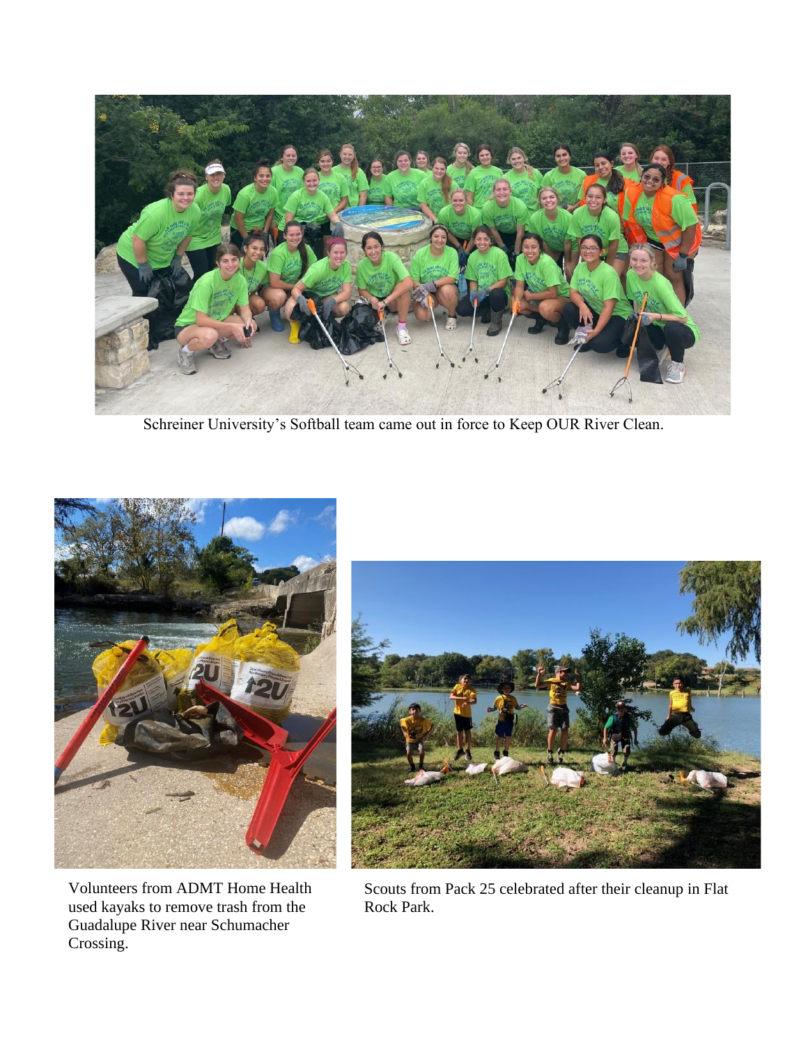Schreiner University's Softball team came out in force to Keep OUR River Clean.

Volunteers from ADMT Home Health used kayaks to remove trash from the Guadalupe River near Schumacher Crossing.

Scouts from Pack 25 celebrated after their cleanup in Flat Rock Park.